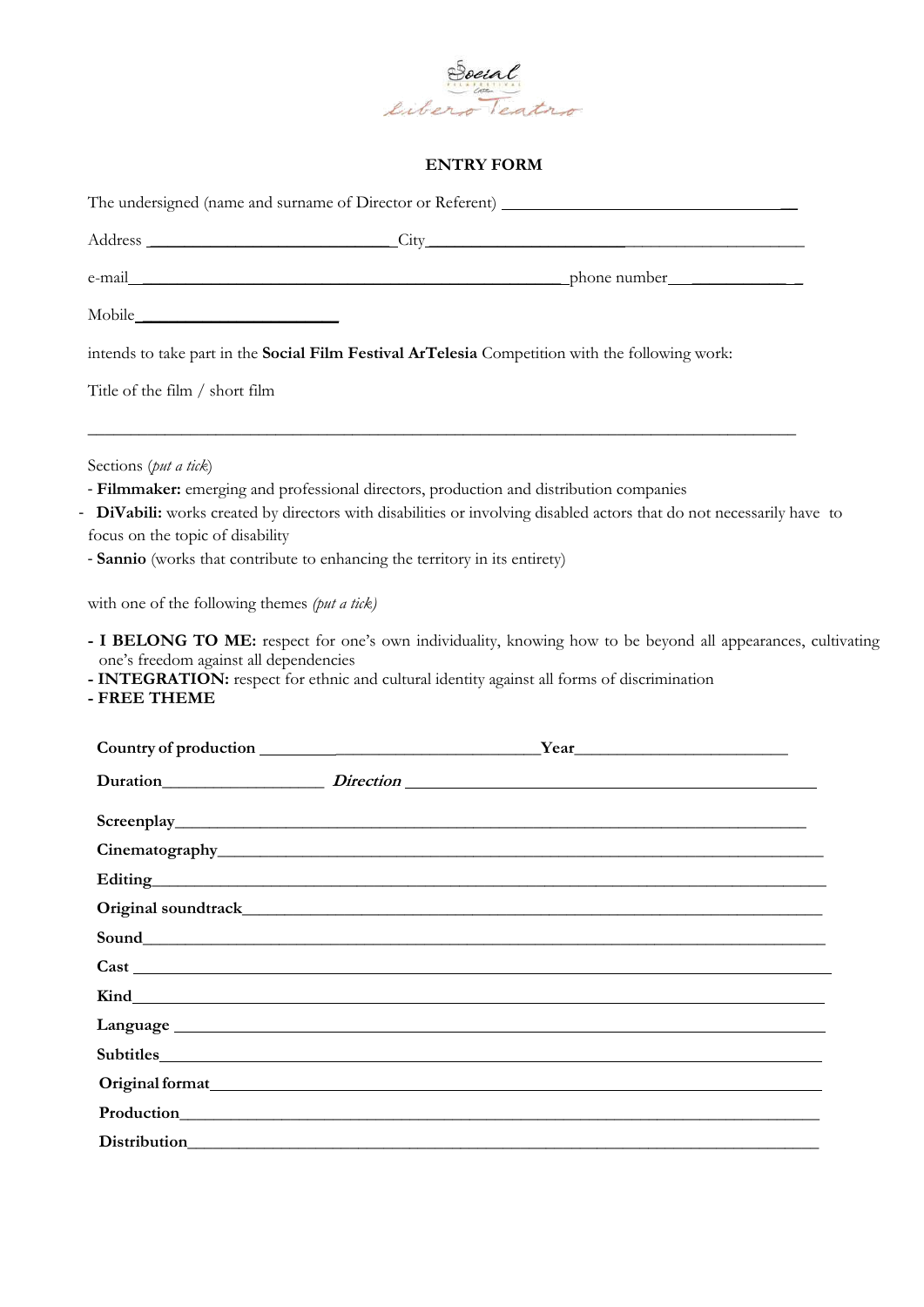# ENTRY FORM

The undersigned (name and surname of Director or Referent) ___________________________________

Address ______________________________City___________________________________________

e-mail____________________________________________________phone number_______________

Mobile________________________

intends to take part in the **Social Film Festival ArTelesia** Competition with the following work:

Title of the film / short film

_________________________________________________________________________________

Sections (*put a tick*)

- **Filmmaker:** emerging and professional directors, production and distribution companies
- **DiVabili:** works created by directors with disabilities or involving disabled actors that do not necessarily have to focus on the topic of disability
- **Sannio** (works that contribute to enhancing the territory in its entirety)

with one of the following themes *(put a tick)*

- **I BELONG TO ME:** respect for one's own individuality, knowing how to be beyond all appearances, cultivating one's freedom against all dependencies
- **INTEGRATION:** respect for ethnic and cultural identity against all forms of discrimination
- **FREE THEME**

**Country of production** ________________________________**Year**_________________________

**Duration**__________________ ***Direction*** __________________________________________________

**Screenplay**__________________________________________________________________________

**Cinematography**______________________________________________________________________

**Editing**_____________________________________________________________________________

**Original soundtrack**___________________________________________________________________

**Sound**______________________________________________________________________________

**Cast** ______________________________________________________________________________

**Kind**_______________________________________________________________________________

**Language** __________________________________________________________________________

**Subtitles**___________________________________________________________________________

**Original format**_______________________________________________________________________

**Production**__________________________________________________________________________

**Distribution**_________________________________________________________________________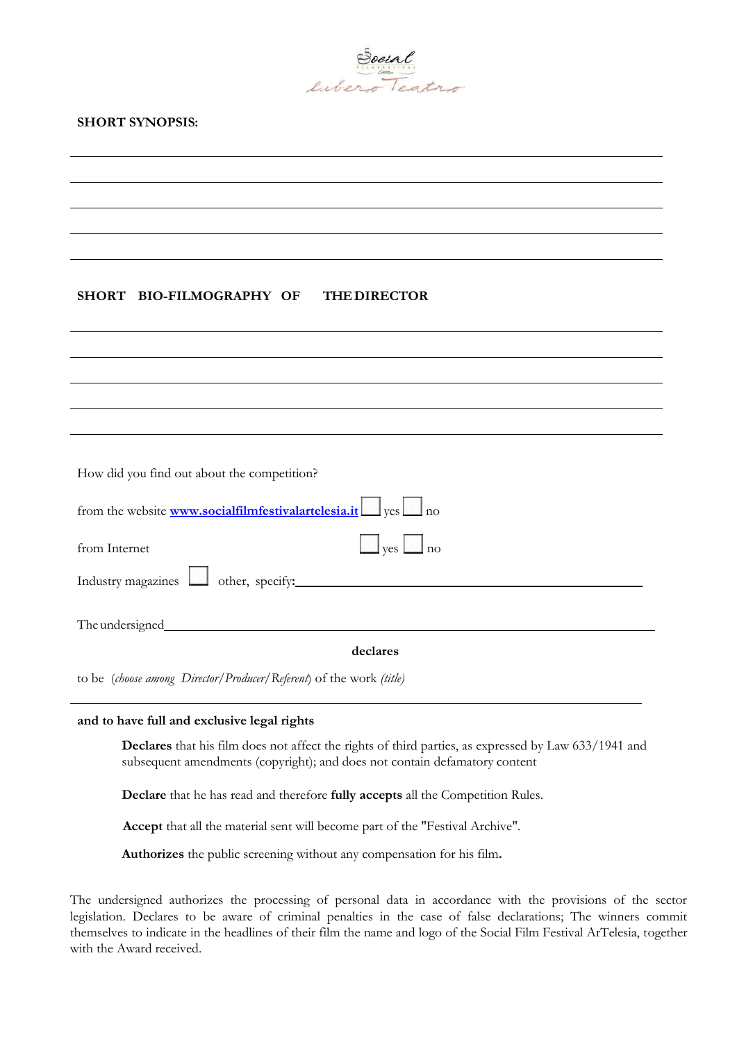**SHORT SYNOPSIS:**

______________________________________________________________________________

______________________________________________________________________________

______________________________________________________________________________

______________________________________________________________________________

______________________________________________________________________________

**SHORT BIO-FILMOGRAPHY OF THE DIRECTOR**

______________________________________________________________________________

______________________________________________________________________________

______________________________________________________________________________

______________________________________________________________________________

______________________________________________________________________________

How did you find out about the competition?

from the website **[www.socialfilmfestivalartelesia.it](http://www.socialfilmfestivalartelesia.it)** ☐ yes ☐ no

from Internet ☐ yes ☐ no

Industry magazines ☐ other, specify**:**_______________________________________________

The undersigned_______________________________________________________________

**declares**

to be (*choose among Director/Producer/Referent*) of the work *(title)*

______________________________________________________________________________

**and to have full and exclusive legal rights**

> **Declares** that his film does not affect the rights of third parties, as expressed by Law 633/1941 and subsequent amendments (copyright); and does not contain defamatory content
>
> **Declare** that he has read and therefore **fully accepts** all the Competition Rules.
>
> **Accept** that all the material sent will become part of the "Festival Archive".
>
> **Authorizes** the public screening without any compensation for his film**.**

The undersigned authorizes the processing of personal data in accordance with the provisions of the sector legislation. Declares to be aware of criminal penalties in the case of false declarations; The winners commit themselves to indicate in the headlines of their film the name and logo of the Social Film Festival ArTelesia, together with the Award received.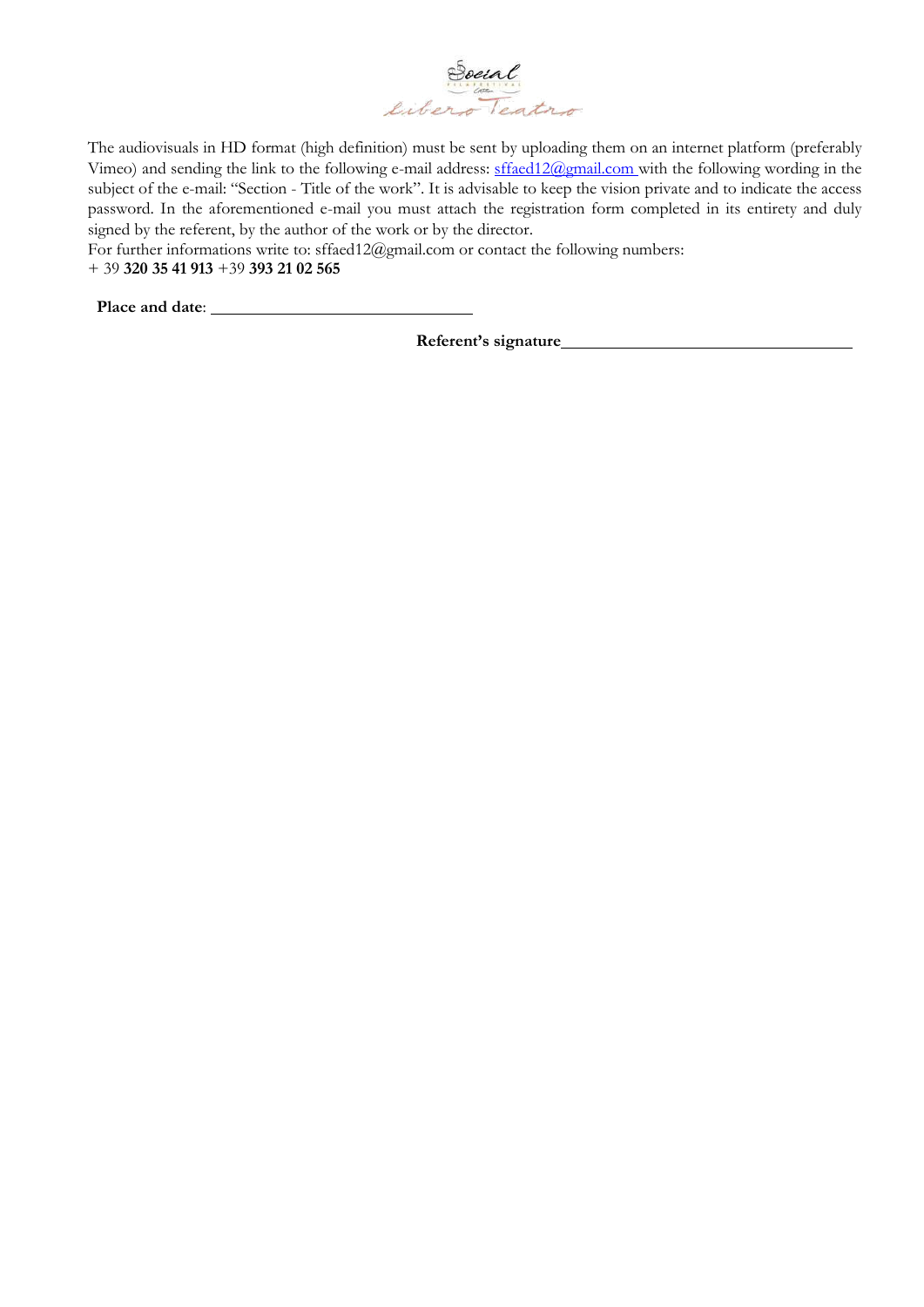The audiovisuals in HD format (high definition) must be sent by uploading them on an internet platform (preferably Vimeo) and sending the link to the following e-mail address: sffaed12@gmail.com with the following wording in the subject of the e-mail: "Section - Title of the work". It is advisable to keep the vision private and to indicate the access password. In the aforementioned e-mail you must attach the registration form completed in its entirety and duly signed by the referent, by the author of the work or by the director.
For further informations write to: sffaed12@gmail.com or contact the following numbers:
+ 39 **320 35 41 913** +39 **393 21 02 565**

**Place and date**: ______________________________

**Referent's signature**___________________________________